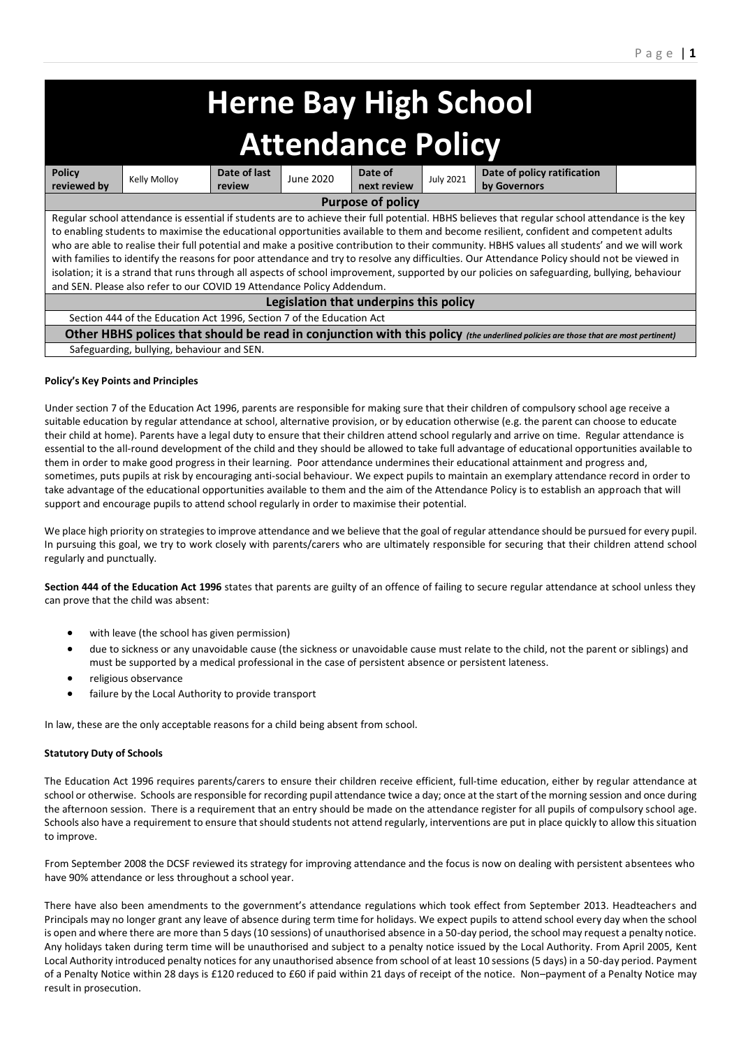# Herne Bay High School Attendance Policy

| Policy reviewed by | Kelly Molloy | Date of last review | June 2020 | Date of next review | July 2021 | Date of policy ratification by Governors | |
|---|---|---|---|---|---|---|---|

**Purpose of policy**

Regular school attendance is essential if students are to achieve their full potential. HBHS believes that regular school attendance is the key to enabling students to maximise the educational opportunities available to them and become resilient, confident and competent adults who are able to realise their full potential and make a positive contribution to their community. HBHS values all students' and we will work with families to identify the reasons for poor attendance and try to resolve any difficulties. Our Attendance Policy should not be viewed in isolation; it is a strand that runs through all aspects of school improvement, supported by our policies on safeguarding, bullying, behaviour and SEN. Please also refer to our COVID 19 Attendance Policy Addendum.

**Legislation that underpins this policy**

Section 444 of the Education Act 1996, Section 7 of the Education Act

**Other HBHS polices that should be read in conjunction with this policy** *(the underlined policies are those that are most pertinent)*

Safeguarding, bullying, behaviour and SEN.

#### Policy's Key Points and Principles

Under section 7 of the Education Act 1996, parents are responsible for making sure that their children of compulsory school age receive a suitable education by regular attendance at school, alternative provision, or by education otherwise (e.g. the parent can choose to educate their child at home). Parents have a legal duty to ensure that their children attend school regularly and arrive on time. Regular attendance is essential to the all-round development of the child and they should be allowed to take full advantage of educational opportunities available to them in order to make good progress in their learning. Poor attendance undermines their educational attainment and progress and, sometimes, puts pupils at risk by encouraging anti-social behaviour. We expect pupils to maintain an exemplary attendance record in order to take advantage of the educational opportunities available to them and the aim of the Attendance Policy is to establish an approach that will support and encourage pupils to attend school regularly in order to maximise their potential.

We place high priority on strategies to improve attendance and we believe that the goal of regular attendance should be pursued for every pupil. In pursuing this goal, we try to work closely with parents/carers who are ultimately responsible for securing that their children attend school regularly and punctually.

**Section 444 of the Education Act 1996** states that parents are guilty of an offence of failing to secure regular attendance at school unless they can prove that the child was absent:

- with leave (the school has given permission)
- due to sickness or any unavoidable cause (the sickness or unavoidable cause must relate to the child, not the parent or siblings) and must be supported by a medical professional in the case of persistent absence or persistent lateness.
- religious observance
- failure by the Local Authority to provide transport

In law, these are the only acceptable reasons for a child being absent from school.

#### Statutory Duty of Schools

The Education Act 1996 requires parents/carers to ensure their children receive efficient, full-time education, either by regular attendance at school or otherwise. Schools are responsible for recording pupil attendance twice a day; once at the start of the morning session and once during the afternoon session. There is a requirement that an entry should be made on the attendance register for all pupils of compulsory school age. Schools also have a requirement to ensure that should students not attend regularly, interventions are put in place quickly to allow this situation to improve.

From September 2008 the DCSF reviewed its strategy for improving attendance and the focus is now on dealing with persistent absentees who have 90% attendance or less throughout a school year.

There have also been amendments to the government's attendance regulations which took effect from September 2013. Headteachers and Principals may no longer grant any leave of absence during term time for holidays. We expect pupils to attend school every day when the school is open and where there are more than 5 days (10 sessions) of unauthorised absence in a 50-day period, the school may request a penalty notice. Any holidays taken during term time will be unauthorised and subject to a penalty notice issued by the Local Authority. From April 2005, Kent Local Authority introduced penalty notices for any unauthorised absence from school of at least 10 sessions (5 days) in a 50-day period. Payment of a Penalty Notice within 28 days is £120 reduced to £60 if paid within 21 days of receipt of the notice. Non–payment of a Penalty Notice may result in prosecution.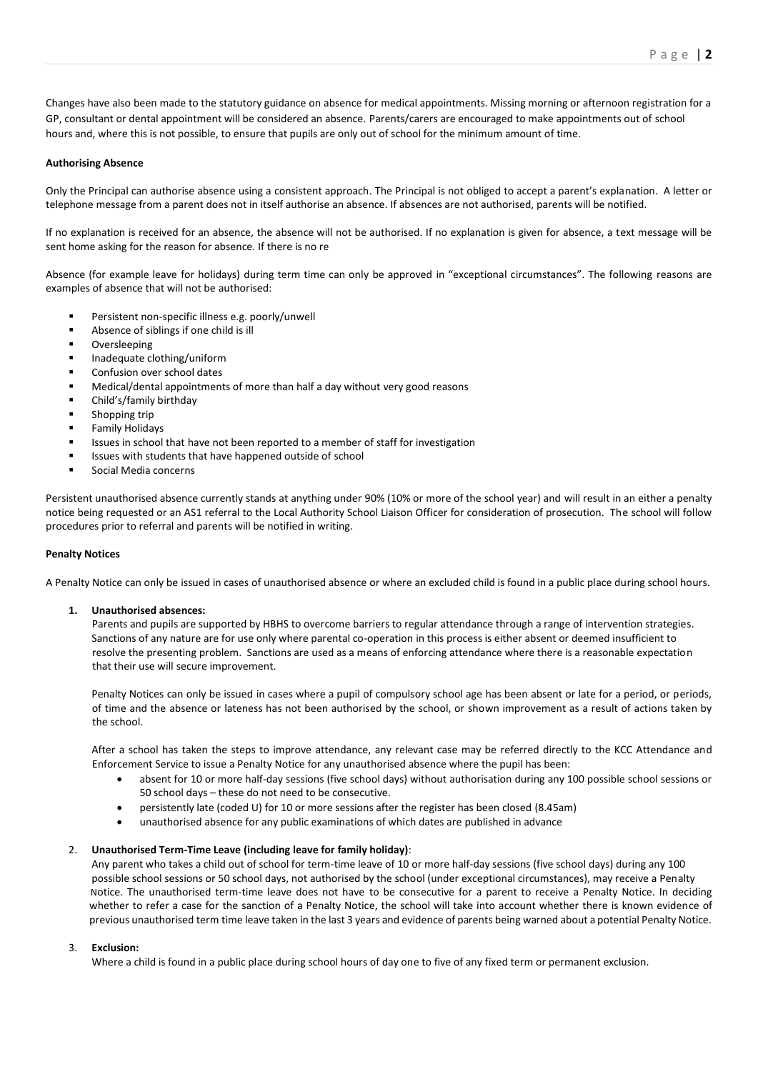Changes have also been made to the statutory guidance on absence for medical appointments. Missing morning or afternoon registration for a GP, consultant or dental appointment will be considered an absence. Parents/carers are encouraged to make appointments out of school hours and, where this is not possible, to ensure that pupils are only out of school for the minimum amount of time.

**Authorising Absence**

Only the Principal can authorise absence using a consistent approach. The Principal is not obliged to accept a parent's explanation. A letter or telephone message from a parent does not in itself authorise an absence. If absences are not authorised, parents will be notified.

If no explanation is received for an absence, the absence will not be authorised. If no explanation is given for absence, a text message will be sent home asking for the reason for absence. If there is no re

Absence (for example leave for holidays) during term time can only be approved in "exceptional circumstances". The following reasons are examples of absence that will not be authorised:

- Persistent non-specific illness e.g. poorly/unwell
- Absence of siblings if one child is ill
- Oversleeping
- Inadequate clothing/uniform
- Confusion over school dates
- Medical/dental appointments of more than half a day without very good reasons
- Child's/family birthday
- Shopping trip
- Family Holidays
- Issues in school that have not been reported to a member of staff for investigation
- Issues with students that have happened outside of school
- Social Media concerns

Persistent unauthorised absence currently stands at anything under 90% (10% or more of the school year) and will result in an either a penalty notice being requested or an AS1 referral to the Local Authority School Liaison Officer for consideration of prosecution. The school will follow procedures prior to referral and parents will be notified in writing.

**Penalty Notices**

A Penalty Notice can only be issued in cases of unauthorised absence or where an excluded child is found in a public place during school hours.

1. **Unauthorised absences:**

   Parents and pupils are supported by HBHS to overcome barriers to regular attendance through a range of intervention strategies. Sanctions of any nature are for use only where parental co-operation in this process is either absent or deemed insufficient to resolve the presenting problem. Sanctions are used as a means of enforcing attendance where there is a reasonable expectation that their use will secure improvement.

   Penalty Notices can only be issued in cases where a pupil of compulsory school age has been absent or late for a period, or periods, of time and the absence or lateness has not been authorised by the school, or shown improvement as a result of actions taken by the school.

   After a school has taken the steps to improve attendance, any relevant case may be referred directly to the KCC Attendance and Enforcement Service to issue a Penalty Notice for any unauthorised absence where the pupil has been:

   - absent for 10 or more half-day sessions (five school days) without authorisation during any 100 possible school sessions or 50 school days – these do not need to be consecutive.
   - persistently late (coded U) for 10 or more sessions after the register has been closed (8.45am)
   - unauthorised absence for any public examinations of which dates are published in advance

2. **Unauthorised Term-Time Leave (including leave for family holiday)**:

   Any parent who takes a child out of school for term-time leave of 10 or more half-day sessions (five school days) during any 100 possible school sessions or 50 school days, not authorised by the school (under exceptional circumstances), may receive a Penalty Notice. The unauthorised term-time leave does not have to be consecutive for a parent to receive a Penalty Notice. In deciding whether to refer a case for the sanction of a Penalty Notice, the school will take into account whether there is known evidence of previous unauthorised term time leave taken in the last 3 years and evidence of parents being warned about a potential Penalty Notice.

3. **Exclusion:**

   Where a child is found in a public place during school hours of day one to five of any fixed term or permanent exclusion.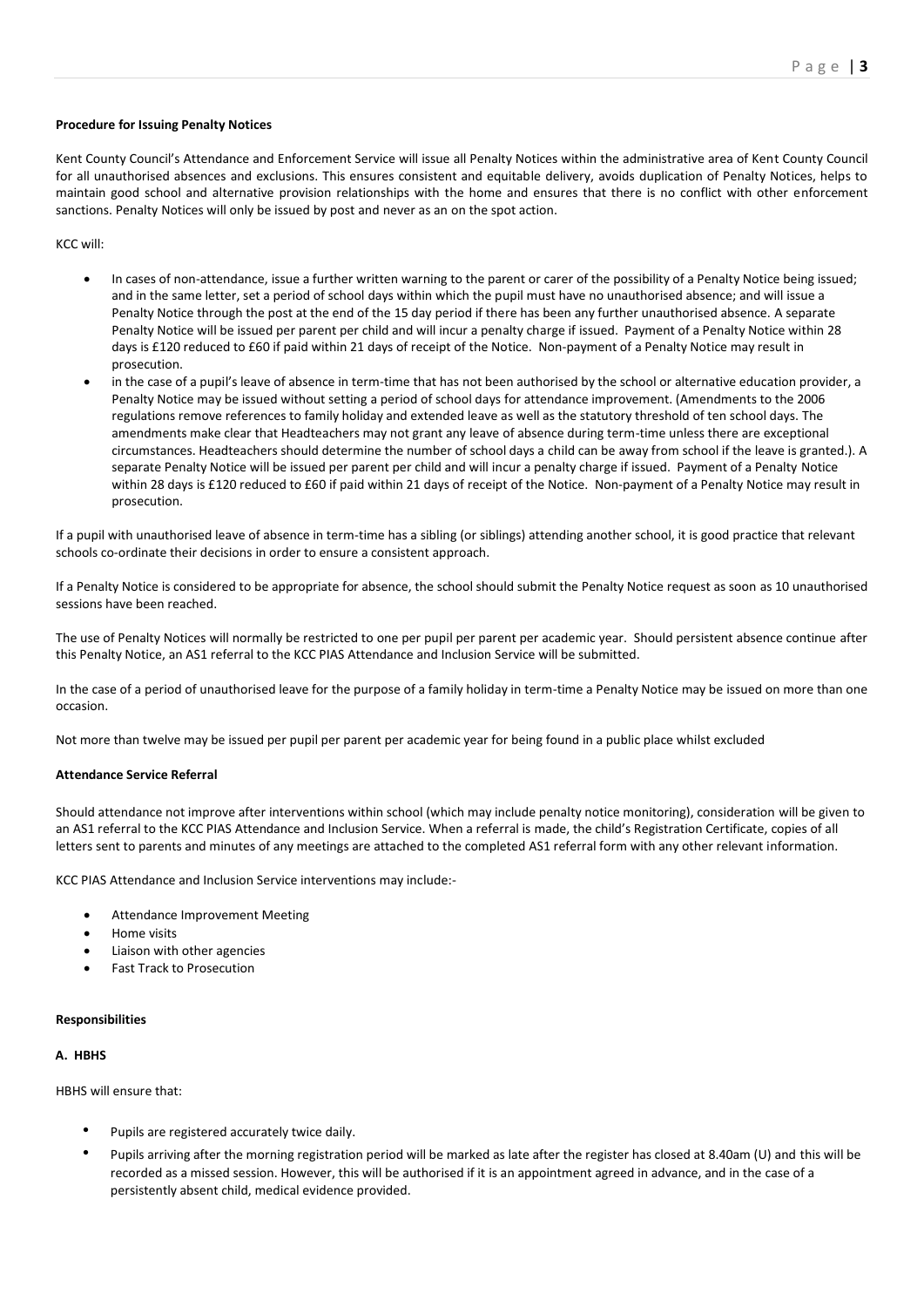**Procedure for Issuing Penalty Notices**

Kent County Council's Attendance and Enforcement Service will issue all Penalty Notices within the administrative area of Kent County Council for all unauthorised absences and exclusions. This ensures consistent and equitable delivery, avoids duplication of Penalty Notices, helps to maintain good school and alternative provision relationships with the home and ensures that there is no conflict with other enforcement sanctions. Penalty Notices will only be issued by post and never as an on the spot action.

KCC will:

- In cases of non-attendance, issue a further written warning to the parent or carer of the possibility of a Penalty Notice being issued; and in the same letter, set a period of school days within which the pupil must have no unauthorised absence; and will issue a Penalty Notice through the post at the end of the 15 day period if there has been any further unauthorised absence. A separate Penalty Notice will be issued per parent per child and will incur a penalty charge if issued. Payment of a Penalty Notice within 28 days is £120 reduced to £60 if paid within 21 days of receipt of the Notice. Non-payment of a Penalty Notice may result in prosecution.
- in the case of a pupil's leave of absence in term-time that has not been authorised by the school or alternative education provider, a Penalty Notice may be issued without setting a period of school days for attendance improvement. (Amendments to the 2006 regulations remove references to family holiday and extended leave as well as the statutory threshold of ten school days. The amendments make clear that Headteachers may not grant any leave of absence during term-time unless there are exceptional circumstances. Headteachers should determine the number of school days a child can be away from school if the leave is granted.). A separate Penalty Notice will be issued per parent per child and will incur a penalty charge if issued. Payment of a Penalty Notice within 28 days is £120 reduced to £60 if paid within 21 days of receipt of the Notice. Non-payment of a Penalty Notice may result in prosecution.

If a pupil with unauthorised leave of absence in term-time has a sibling (or siblings) attending another school, it is good practice that relevant schools co-ordinate their decisions in order to ensure a consistent approach.

If a Penalty Notice is considered to be appropriate for absence, the school should submit the Penalty Notice request as soon as 10 unauthorised sessions have been reached.

The use of Penalty Notices will normally be restricted to one per pupil per parent per academic year. Should persistent absence continue after this Penalty Notice, an AS1 referral to the KCC PIAS Attendance and Inclusion Service will be submitted.

In the case of a period of unauthorised leave for the purpose of a family holiday in term-time a Penalty Notice may be issued on more than one occasion.

Not more than twelve may be issued per pupil per parent per academic year for being found in a public place whilst excluded

**Attendance Service Referral**

Should attendance not improve after interventions within school (which may include penalty notice monitoring), consideration will be given to an AS1 referral to the KCC PIAS Attendance and Inclusion Service. When a referral is made, the child's Registration Certificate, copies of all letters sent to parents and minutes of any meetings are attached to the completed AS1 referral form with any other relevant information.

KCC PIAS Attendance and Inclusion Service interventions may include:-

- Attendance Improvement Meeting
- Home visits
- Liaison with other agencies
- Fast Track to Prosecution

**Responsibilities**

**A. HBHS**

HBHS will ensure that:

- Pupils are registered accurately twice daily.
- Pupils arriving after the morning registration period will be marked as late after the register has closed at 8.40am (U) and this will be recorded as a missed session. However, this will be authorised if it is an appointment agreed in advance, and in the case of a persistently absent child, medical evidence provided.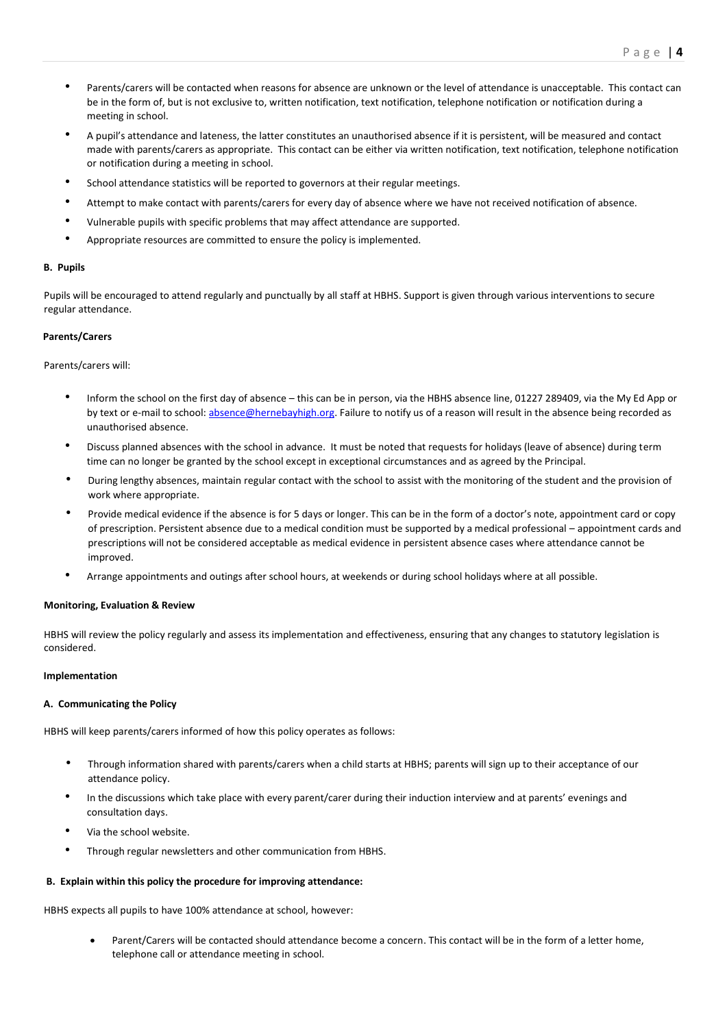- Parents/carers will be contacted when reasons for absence are unknown or the level of attendance is unacceptable. This contact can be in the form of, but is not exclusive to, written notification, text notification, telephone notification or notification during a meeting in school.
- A pupil's attendance and lateness, the latter constitutes an unauthorised absence if it is persistent, will be measured and contact made with parents/carers as appropriate. This contact can be either via written notification, text notification, telephone notification or notification during a meeting in school.
- School attendance statistics will be reported to governors at their regular meetings.
- Attempt to make contact with parents/carers for every day of absence where we have not received notification of absence.
- Vulnerable pupils with specific problems that may affect attendance are supported.
- Appropriate resources are committed to ensure the policy is implemented.

**B. Pupils**

Pupils will be encouraged to attend regularly and punctually by all staff at HBHS. Support is given through various interventions to secure regular attendance.

**Parents/Carers**

Parents/carers will:

- Inform the school on the first day of absence – this can be in person, via the HBHS absence line, 01227 289409, via the My Ed App or by text or e-mail to school: [absence@hernebayhigh.org](mailto:absence@hernebayhigh.org). Failure to notify us of a reason will result in the absence being recorded as unauthorised absence.
- Discuss planned absences with the school in advance. It must be noted that requests for holidays (leave of absence) during term time can no longer be granted by the school except in exceptional circumstances and as agreed by the Principal.
- During lengthy absences, maintain regular contact with the school to assist with the monitoring of the student and the provision of work where appropriate.
- Provide medical evidence if the absence is for 5 days or longer. This can be in the form of a doctor's note, appointment card or copy of prescription. Persistent absence due to a medical condition must be supported by a medical professional – appointment cards and prescriptions will not be considered acceptable as medical evidence in persistent absence cases where attendance cannot be improved.
- Arrange appointments and outings after school hours, at weekends or during school holidays where at all possible.

**Monitoring, Evaluation & Review**

HBHS will review the policy regularly and assess its implementation and effectiveness, ensuring that any changes to statutory legislation is considered.

**Implementation**

**A. Communicating the Policy**

HBHS will keep parents/carers informed of how this policy operates as follows:

- Through information shared with parents/carers when a child starts at HBHS; parents will sign up to their acceptance of our attendance policy.
- In the discussions which take place with every parent/carer during their induction interview and at parents' evenings and consultation days.
- Via the school website.
- Through regular newsletters and other communication from HBHS.

**B. Explain within this policy the procedure for improving attendance:**

HBHS expects all pupils to have 100% attendance at school, however:

- Parent/Carers will be contacted should attendance become a concern. This contact will be in the form of a letter home, telephone call or attendance meeting in school.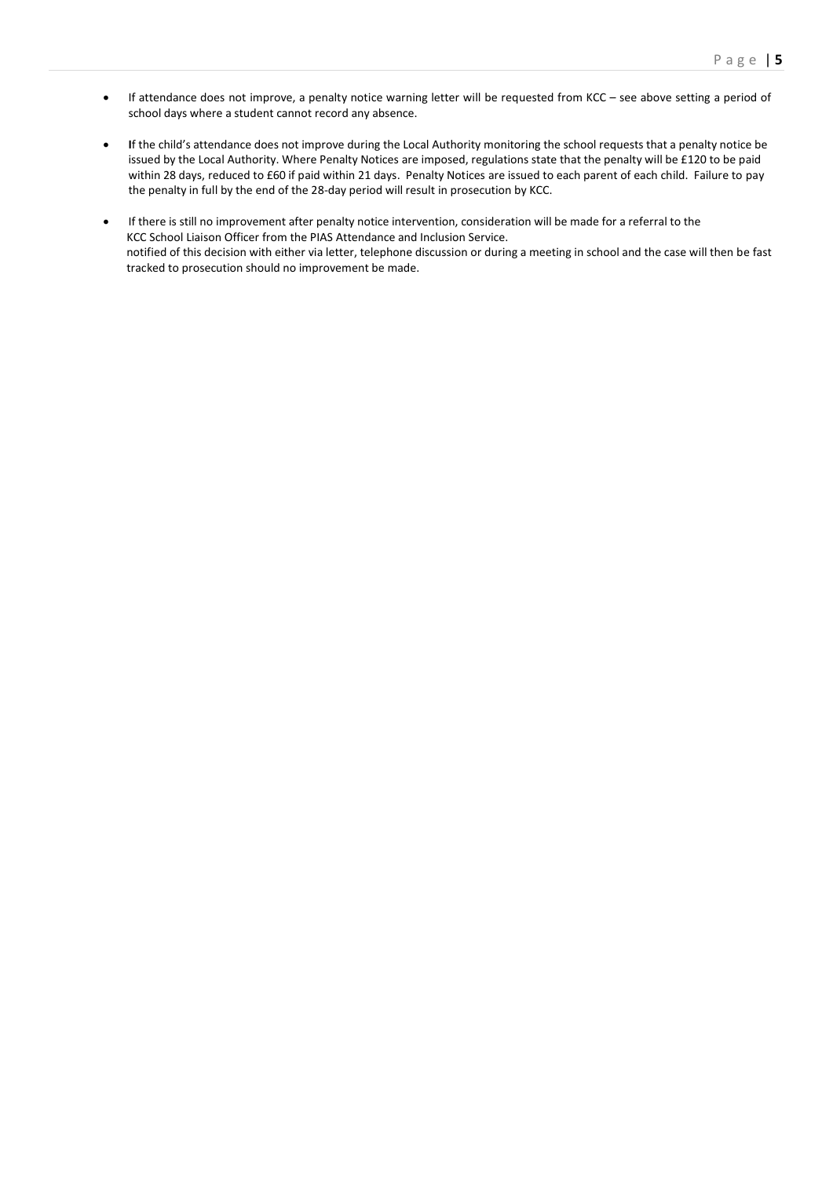- If attendance does not improve, a penalty notice warning letter will be requested from KCC – see above setting a period of school days where a student cannot record any absence.

- **I**f the child's attendance does not improve during the Local Authority monitoring the school requests that a penalty notice be issued by the Local Authority. Where Penalty Notices are imposed, regulations state that the penalty will be £120 to be paid within 28 days, reduced to £60 if paid within 21 days. Penalty Notices are issued to each parent of each child. Failure to pay the penalty in full by the end of the 28-day period will result in prosecution by KCC.

- If there is still no improvement after penalty notice intervention, consideration will be made for a referral to the KCC School Liaison Officer from the PIAS Attendance and Inclusion Service.
  notified of this decision with either via letter, telephone discussion or during a meeting in school and the case will then be fast tracked to prosecution should no improvement be made.